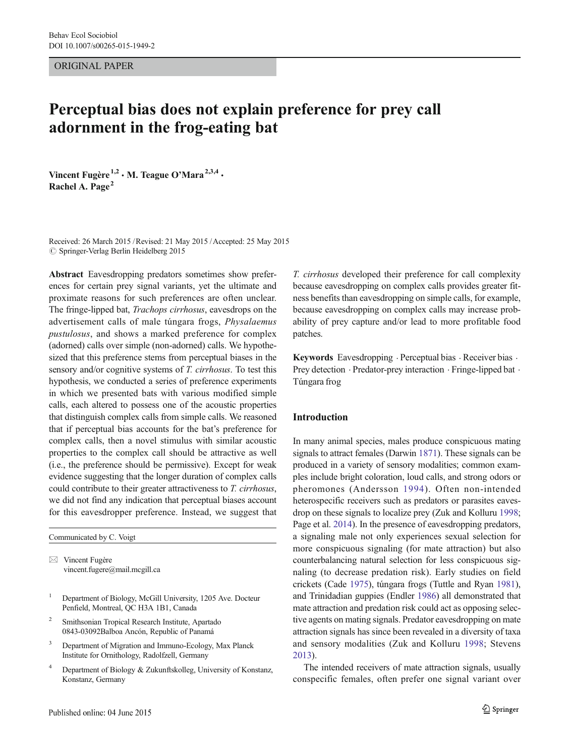ORIGINAL PAPER

# Perceptual bias does not explain preference for prey call adornment in the frog-eating bat

Vincent Fugère[1,2] · M. Teague O'Mara[2,3,4] · Rachel A. Page[2]

Received: 26 March 2015 / Revised: 21 May 2015 / Accepted: 25 May 2015
© Springer-Verlag Berlin Heidelberg 2015

**Abstract** Eavesdropping predators sometimes show preferences for certain prey signal variants, yet the ultimate and proximate reasons for such preferences are often unclear. The fringe-lipped bat, *Trachops cirrhosus*, eavesdrops on the advertisement calls of male túngara frogs, *Physalaemus pustulosus*, and shows a marked preference for complex (adorned) calls over simple (non-adorned) calls. We hypothesized that this preference stems from perceptual biases in the sensory and/or cognitive systems of *T. cirrhosus*. To test this hypothesis, we conducted a series of preference experiments in which we presented bats with various modified simple calls, each altered to possess one of the acoustic properties that distinguish complex calls from simple calls. We reasoned that if perceptual bias accounts for the bat's preference for complex calls, then a novel stimulus with similar acoustic properties to the complex call should be attractive as well (i.e., the preference should be permissive). Except for weak evidence suggesting that the longer duration of complex calls could contribute to their greater attractiveness to *T. cirrhosus*, we did not find any indication that perceptual biases account for this eavesdropper preference. Instead, we suggest that *T. cirrhosus* developed their preference for call complexity because eavesdropping on complex calls provides greater fitness benefits than eavesdropping on simple calls, for example, because eavesdropping on complex calls may increase probability of prey capture and/or lead to more profitable food patches.

**Keywords** Eavesdropping · Perceptual bias · Receiver bias · Prey detection · Predator-prey interaction · Fringe-lipped bat · Túngara frog

Communicated by C. Voigt

✉ Vincent Fugère
vincent.fugere@mail.mcgill.ca

[1] Department of Biology, McGill University, 1205 Ave. Docteur Penfield, Montreal, QC H3A 1B1, Canada

[2] Smithsonian Tropical Research Institute, Apartado 0843-03092Balboa Ancón, Republic of Panamá

[3] Department of Migration and Immuno-Ecology, Max Planck Institute for Ornithology, Radolfzell, Germany

[4] Department of Biology & Zukunftskolleg, University of Konstanz, Konstanz, Germany

## Introduction

In many animal species, males produce conspicuous mating signals to attract females (Darwin 1871). These signals can be produced in a variety of sensory modalities; common examples include bright coloration, loud calls, and strong odors or pheromones (Andersson 1994). Often non-intended heterospecific receivers such as predators or parasites eavesdrop on these signals to localize prey (Zuk and Kolluru 1998; Page et al. 2014). In the presence of eavesdropping predators, a signaling male not only experiences sexual selection for more conspicuous signaling (for mate attraction) but also counterbalancing natural selection for less conspicuous signaling (to decrease predation risk). Early studies on field crickets (Cade 1975), túngara frogs (Tuttle and Ryan 1981), and Trinidadian guppies (Endler 1986) all demonstrated that mate attraction and predation risk could act as opposing selective agents on mating signals. Predator eavesdropping on mate attraction signals has since been revealed in a diversity of taxa and sensory modalities (Zuk and Kolluru 1998; Stevens 2013).

The intended receivers of mate attraction signals, usually conspecific females, often prefer one signal variant over

Published online: 04 June 2015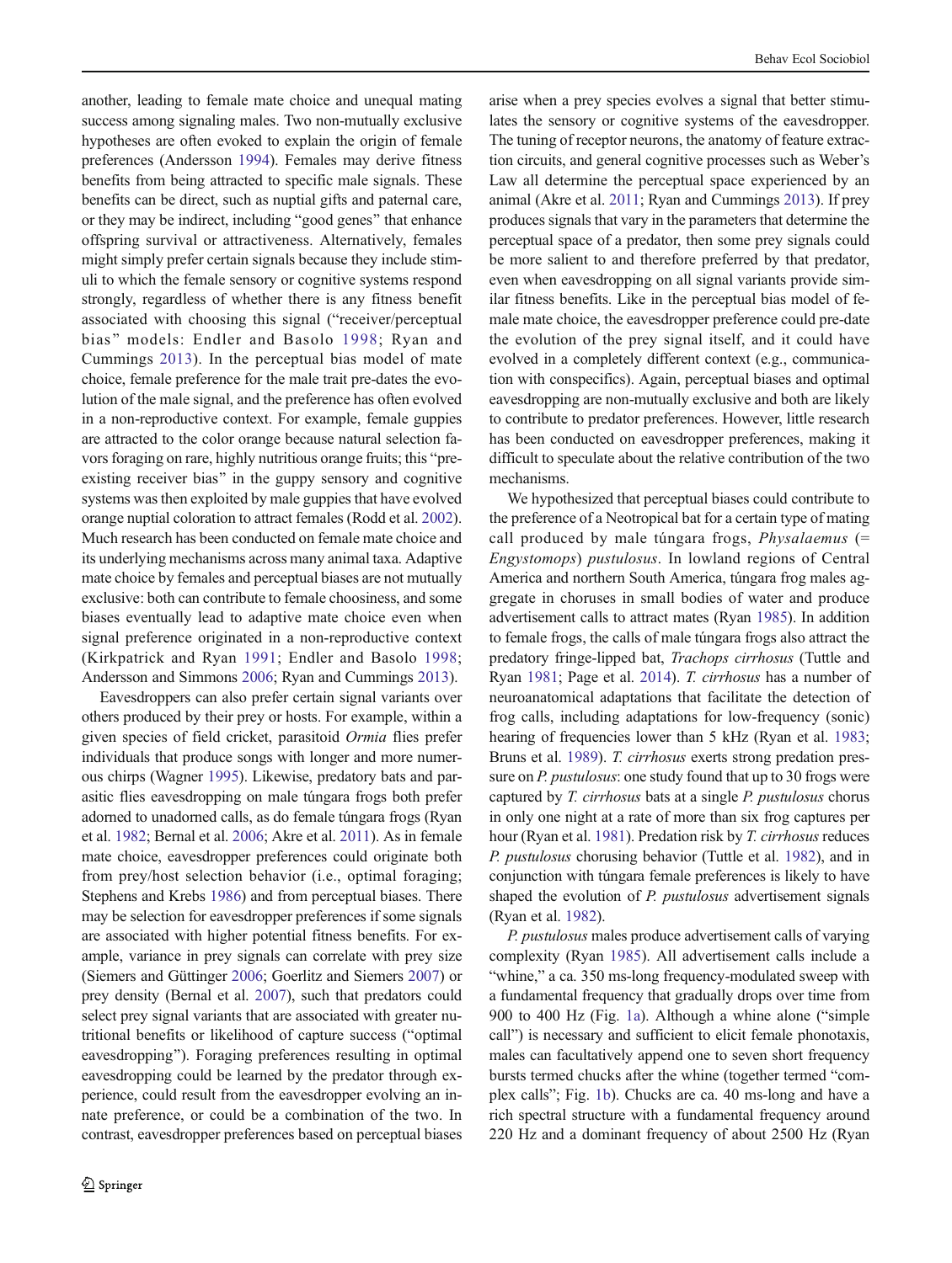another, leading to female mate choice and unequal mating success among signaling males. Two non-mutually exclusive hypotheses are often evoked to explain the origin of female preferences (Andersson 1994). Females may derive fitness benefits from being attracted to specific male signals. These benefits can be direct, such as nuptial gifts and paternal care, or they may be indirect, including "good genes" that enhance offspring survival or attractiveness. Alternatively, females might simply prefer certain signals because they include stimuli to which the female sensory or cognitive systems respond strongly, regardless of whether there is any fitness benefit associated with choosing this signal ("receiver/perceptual bias" models: Endler and Basolo 1998; Ryan and Cummings 2013). In the perceptual bias model of mate choice, female preference for the male trait pre-dates the evolution of the male signal, and the preference has often evolved in a non-reproductive context. For example, female guppies are attracted to the color orange because natural selection favors foraging on rare, highly nutritious orange fruits; this "pre-existing receiver bias" in the guppy sensory and cognitive systems was then exploited by male guppies that have evolved orange nuptial coloration to attract females (Rodd et al. 2002). Much research has been conducted on female mate choice and its underlying mechanisms across many animal taxa. Adaptive mate choice by females and perceptual biases are not mutually exclusive: both can contribute to female choosiness, and some biases eventually lead to adaptive mate choice even when signal preference originated in a non-reproductive context (Kirkpatrick and Ryan 1991; Endler and Basolo 1998; Andersson and Simmons 2006; Ryan and Cummings 2013).

Eavesdroppers can also prefer certain signal variants over others produced by their prey or hosts. For example, within a given species of field cricket, parasitoid *Ormia* flies prefer individuals that produce songs with longer and more numerous chirps (Wagner 1995). Likewise, predatory bats and parasitic flies eavesdropping on male túngara frogs both prefer adorned to unadorned calls, as do female túngara frogs (Ryan et al. 1982; Bernal et al. 2006; Akre et al. 2011). As in female mate choice, eavesdropper preferences could originate both from prey/host selection behavior (i.e., optimal foraging; Stephens and Krebs 1986) and from perceptual biases. There may be selection for eavesdropper preferences if some signals are associated with higher potential fitness benefits. For example, variance in prey signals can correlate with prey size (Siemers and Güttinger 2006; Goerlitz and Siemers 2007) or prey density (Bernal et al. 2007), such that predators could select prey signal variants that are associated with greater nutritional benefits or likelihood of capture success ("optimal eavesdropping"). Foraging preferences resulting in optimal eavesdropping could be learned by the predator through experience, could result from the eavesdropper evolving an innate preference, or could be a combination of the two. In contrast, eavesdropper preferences based on perceptual biases arise when a prey species evolves a signal that better stimulates the sensory or cognitive systems of the eavesdropper. The tuning of receptor neurons, the anatomy of feature extraction circuits, and general cognitive processes such as Weber's Law all determine the perceptual space experienced by an animal (Akre et al. 2011; Ryan and Cummings 2013). If prey produces signals that vary in the parameters that determine the perceptual space of a predator, then some prey signals could be more salient to and therefore preferred by that predator, even when eavesdropping on all signal variants provide similar fitness benefits. Like in the perceptual bias model of female mate choice, the eavesdropper preference could pre-date the evolution of the prey signal itself, and it could have evolved in a completely different context (e.g., communication with conspecifics). Again, perceptual biases and optimal eavesdropping are non-mutually exclusive and both are likely to contribute to predator preferences. However, little research has been conducted on eavesdropper preferences, making it difficult to speculate about the relative contribution of the two mechanisms.

We hypothesized that perceptual biases could contribute to the preference of a Neotropical bat for a certain type of mating call produced by male túngara frogs, *Physalaemus* (= *Engystomops*) *pustulosus*. In lowland regions of Central America and northern South America, túngara frog males aggregate in choruses in small bodies of water and produce advertisement calls to attract mates (Ryan 1985). In addition to female frogs, the calls of male túngara frogs also attract the predatory fringe-lipped bat, *Trachops cirrhosus* (Tuttle and Ryan 1981; Page et al. 2014). *T. cirrhosus* has a number of neuroanatomical adaptations that facilitate the detection of frog calls, including adaptations for low-frequency (sonic) hearing of frequencies lower than 5 kHz (Ryan et al. 1983; Bruns et al. 1989). *T. cirrhosus* exerts strong predation pressure on *P. pustulosus*: one study found that up to 30 frogs were captured by *T. cirrhosus* bats at a single *P. pustulosus* chorus in only one night at a rate of more than six frog captures per hour (Ryan et al. 1981). Predation risk by *T. cirrhosus* reduces *P. pustulosus* chorusing behavior (Tuttle et al. 1982), and in conjunction with túngara female preferences is likely to have shaped the evolution of *P. pustulosus* advertisement signals (Ryan et al. 1982).

*P. pustulosus* males produce advertisement calls of varying complexity (Ryan 1985). All advertisement calls include a "whine," a ca. 350 ms-long frequency-modulated sweep with a fundamental frequency that gradually drops over time from 900 to 400 Hz (Fig. 1a). Although a whine alone ("simple call") is necessary and sufficient to elicit female phonotaxis, males can facultatively append one to seven short frequency bursts termed chucks after the whine (together termed "complex calls"; Fig. 1b). Chucks are ca. 40 ms-long and have a rich spectral structure with a fundamental frequency around 220 Hz and a dominant frequency of about 2500 Hz (Ryan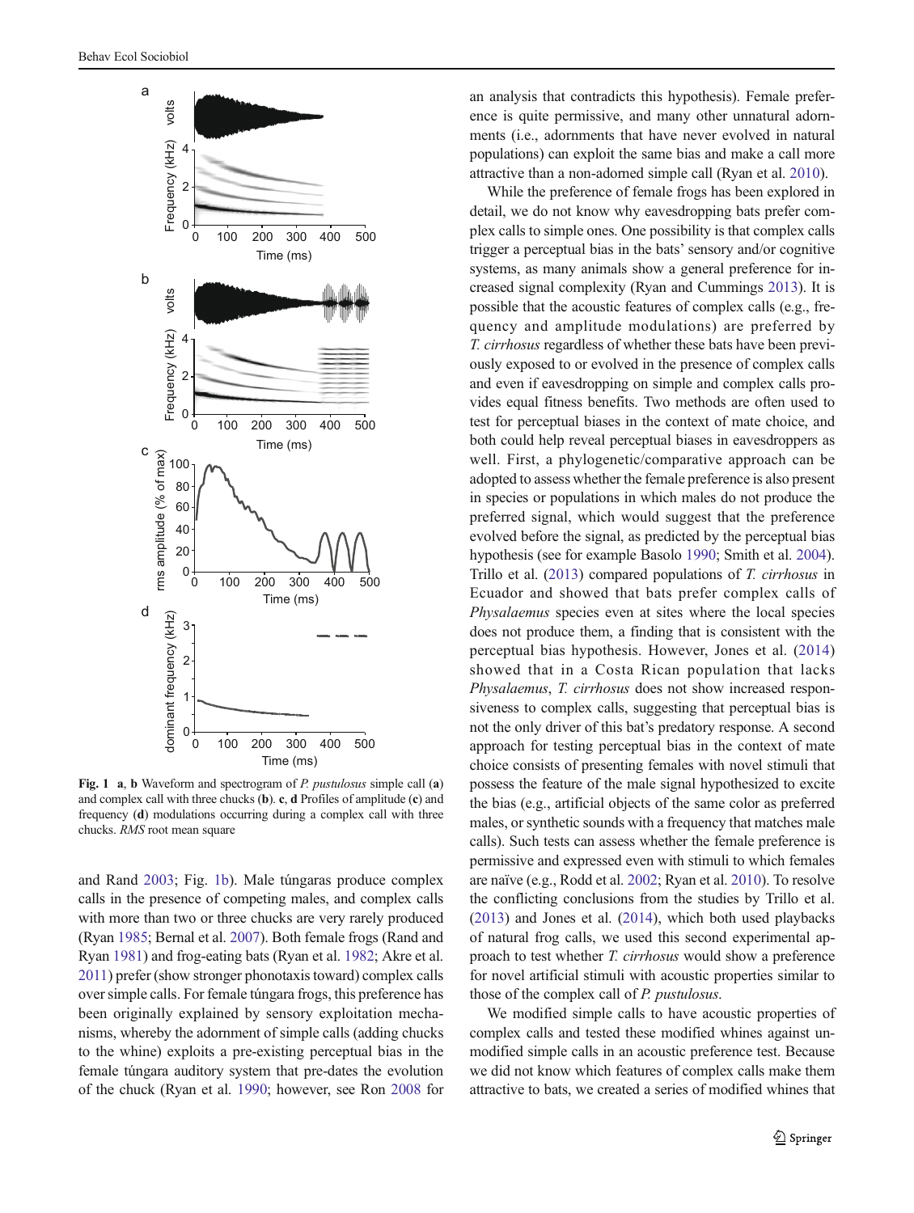a

volts

Frequency (kHz)

4

2

0

0 100 200 300 400 500

Time (ms)

b

volts

Frequency (kHz)

4

2

0

0 100 200 300 400 500

Time (ms)

c

rms amplitude (% of max)

100

80

60

40

20

0

0 100 200 300 400 500

Time (ms)

d

dominant frequency (kHz)

3

2

1

0

0 100 200 300 400 500

Time (ms)

**Fig. 1** **a**, **b** Waveform and spectrogram of *P. pustulosus* simple call (**a**) and complex call with three chucks (**b**). **c**, **d** Profiles of amplitude (**c**) and frequency (**d**) modulations occurring during a complex call with three chucks. *RMS* root mean square

and Rand 2003; Fig. 1b). Male túngaras produce complex calls in the presence of competing males, and complex calls with more than two or three chucks are very rarely produced (Ryan 1985; Bernal et al. 2007). Both female frogs (Rand and Ryan 1981) and frog-eating bats (Ryan et al. 1982; Akre et al. 2011) prefer (show stronger phonotaxis toward) complex calls over simple calls. For female túngara frogs, this preference has been originally explained by sensory exploitation mechanisms, whereby the adornment of simple calls (adding chucks to the whine) exploits a pre-existing perceptual bias in the female túngara auditory system that pre-dates the evolution of the chuck (Ryan et al. 1990; however, see Ron 2008 for an analysis that contradicts this hypothesis). Female preference is quite permissive, and many other unnatural adornments (i.e., adornments that have never evolved in natural populations) can exploit the same bias and make a call more attractive than a non-adorned simple call (Ryan et al. 2010).

While the preference of female frogs has been explored in detail, we do not know why eavesdropping bats prefer complex calls to simple ones. One possibility is that complex calls trigger a perceptual bias in the bats' sensory and/or cognitive systems, as many animals show a general preference for increased signal complexity (Ryan and Cummings 2013). It is possible that the acoustic features of complex calls (e.g., frequency and amplitude modulations) are preferred by *T. cirrhosus* regardless of whether these bats have been previously exposed to or evolved in the presence of complex calls and even if eavesdropping on simple and complex calls provides equal fitness benefits. Two methods are often used to test for perceptual biases in the context of mate choice, and both could help reveal perceptual biases in eavesdroppers as well. First, a phylogenetic/comparative approach can be adopted to assess whether the female preference is also present in species or populations in which males do not produce the preferred signal, which would suggest that the preference evolved before the signal, as predicted by the perceptual bias hypothesis (see for example Basolo 1990; Smith et al. 2004). Trillo et al. (2013) compared populations of *T. cirrhosus* in Ecuador and showed that bats prefer complex calls of *Physalaemus* species even at sites where the local species does not produce them, a finding that is consistent with the perceptual bias hypothesis. However, Jones et al. (2014) showed that in a Costa Rican population that lacks *Physalaemus*, *T. cirrhosus* does not show increased responsiveness to complex calls, suggesting that perceptual bias is not the only driver of this bat's predatory response. A second approach for testing perceptual bias in the context of mate choice consists of presenting females with novel stimuli that possess the feature of the male signal hypothesized to excite the bias (e.g., artificial objects of the same color as preferred males, or synthetic sounds with a frequency that matches male calls). Such tests can assess whether the female preference is permissive and expressed even with stimuli to which females are naïve (e.g., Rodd et al. 2002; Ryan et al. 2010). To resolve the conflicting conclusions from the studies by Trillo et al. (2013) and Jones et al. (2014), which both used playbacks of natural frog calls, we used this second experimental approach to test whether *T. cirrhosus* would show a preference for novel artificial stimuli with acoustic properties similar to those of the complex call of *P. pustulosus*.

We modified simple calls to have acoustic properties of complex calls and tested these modified whines against unmodified simple calls in an acoustic preference test. Because we did not know which features of complex calls make them attractive to bats, we created a series of modified whines that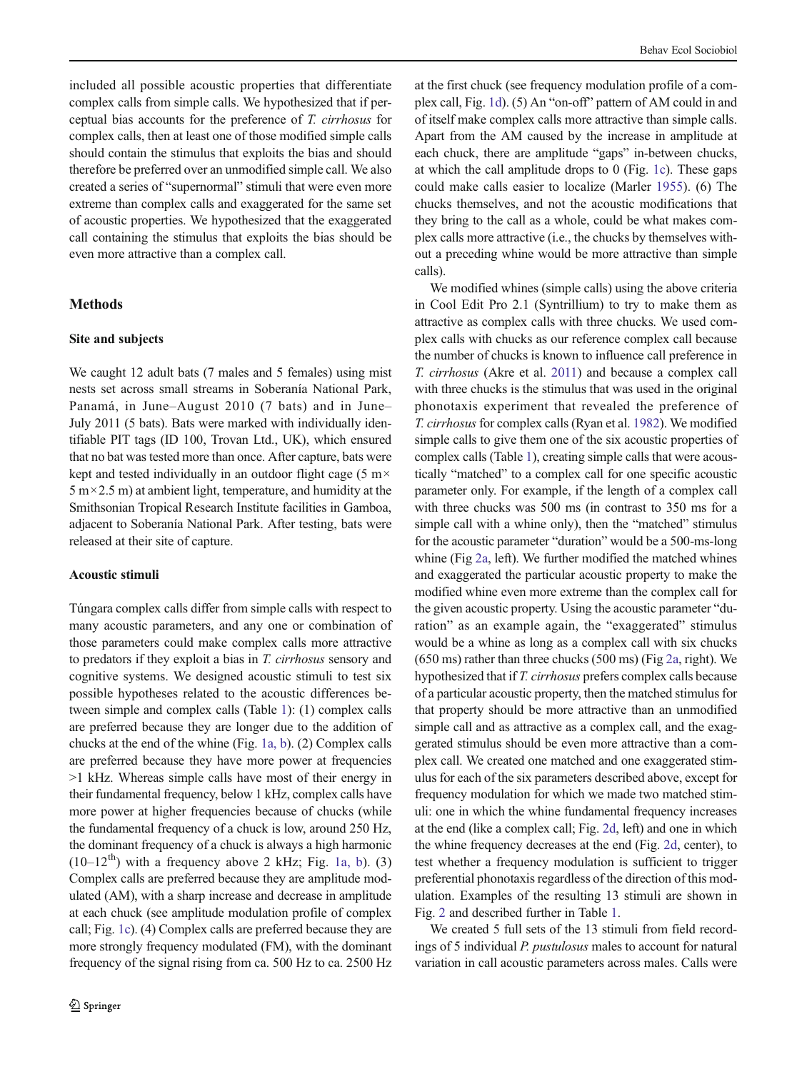included all possible acoustic properties that differentiate complex calls from simple calls. We hypothesized that if perceptual bias accounts for the preference of *T. cirrhosus* for complex calls, then at least one of those modified simple calls should contain the stimulus that exploits the bias and should therefore be preferred over an unmodified simple call. We also created a series of "supernormal" stimuli that were even more extreme than complex calls and exaggerated for the same set of acoustic properties. We hypothesized that the exaggerated call containing the stimulus that exploits the bias should be even more attractive than a complex call.

## Methods

### Site and subjects

We caught 12 adult bats (7 males and 5 females) using mist nests set across small streams in Soberanía National Park, Panamá, in June–August 2010 (7 bats) and in June–July 2011 (5 bats). Bats were marked with individually identifiable PIT tags (ID 100, Trovan Ltd., UK), which ensured that no bat was tested more than once. After capture, bats were kept and tested individually in an outdoor flight cage (5 m× 5 m×2.5 m) at ambient light, temperature, and humidity at the Smithsonian Tropical Research Institute facilities in Gamboa, adjacent to Soberanía National Park. After testing, bats were released at their site of capture.

### Acoustic stimuli

Túngara complex calls differ from simple calls with respect to many acoustic parameters, and any one or combination of those parameters could make complex calls more attractive to predators if they exploit a bias in *T. cirrhosus* sensory and cognitive systems. We designed acoustic stimuli to test six possible hypotheses related to the acoustic differences between simple and complex calls (Table 1): (1) complex calls are preferred because they are longer due to the addition of chucks at the end of the whine (Fig. 1a, b). (2) Complex calls are preferred because they have more power at frequencies >1 kHz. Whereas simple calls have most of their energy in their fundamental frequency, below 1 kHz, complex calls have more power at higher frequencies because of chucks (while the fundamental frequency of a chuck is low, around 250 Hz, the dominant frequency of a chuck is always a high harmonic (10–12$^{th}$) with a frequency above 2 kHz; Fig. 1a, b). (3) Complex calls are preferred because they are amplitude modulated (AM), with a sharp increase and decrease in amplitude at each chuck (see amplitude modulation profile of complex call; Fig. 1c). (4) Complex calls are preferred because they are more strongly frequency modulated (FM), with the dominant frequency of the signal rising from ca. 500 Hz to ca. 2500 Hz at the first chuck (see frequency modulation profile of a complex call, Fig. 1d). (5) An "on-off" pattern of AM could in and of itself make complex calls more attractive than simple calls. Apart from the AM caused by the increase in amplitude at each chuck, there are amplitude "gaps" in-between chucks, at which the call amplitude drops to 0 (Fig. 1c). These gaps could make calls easier to localize (Marler 1955). (6) The chucks themselves, and not the acoustic modifications that they bring to the call as a whole, could be what makes complex calls more attractive (i.e., the chucks by themselves without a preceding whine would be more attractive than simple calls).

We modified whines (simple calls) using the above criteria in Cool Edit Pro 2.1 (Syntrillium) to try to make them as attractive as complex calls with three chucks. We used complex calls with chucks as our reference complex call because the number of chucks is known to influence call preference in *T. cirrhosus* (Akre et al. 2011) and because a complex call with three chucks is the stimulus that was used in the original phonotaxis experiment that revealed the preference of *T. cirrhosus* for complex calls (Ryan et al. 1982). We modified simple calls to give them one of the six acoustic properties of complex calls (Table 1), creating simple calls that were acoustically "matched" to a complex call for one specific acoustic parameter only. For example, if the length of a complex call with three chucks was 500 ms (in contrast to 350 ms for a simple call with a whine only), then the "matched" stimulus for the acoustic parameter "duration" would be a 500-ms-long whine (Fig 2a, left). We further modified the matched whines and exaggerated the particular acoustic property to make the modified whine even more extreme than the complex call for the given acoustic property. Using the acoustic parameter "duration" as an example again, the "exaggerated" stimulus would be a whine as long as a complex call with six chucks (650 ms) rather than three chucks (500 ms) (Fig 2a, right). We hypothesized that if *T. cirrhosus* prefers complex calls because of a particular acoustic property, then the matched stimulus for that property should be more attractive than an unmodified simple call and as attractive as a complex call, and the exaggerated stimulus should be even more attractive than a complex call. We created one matched and one exaggerated stimulus for each of the six parameters described above, except for frequency modulation for which we made two matched stimuli: one in which the whine fundamental frequency increases at the end (like a complex call; Fig. 2d, left) and one in which the whine frequency decreases at the end (Fig. 2d, center), to test whether a frequency modulation is sufficient to trigger preferential phonotaxis regardless of the direction of this modulation. Examples of the resulting 13 stimuli are shown in Fig. 2 and described further in Table 1.

We created 5 full sets of the 13 stimuli from field recordings of 5 individual *P. pustulosus* males to account for natural variation in call acoustic parameters across males. Calls were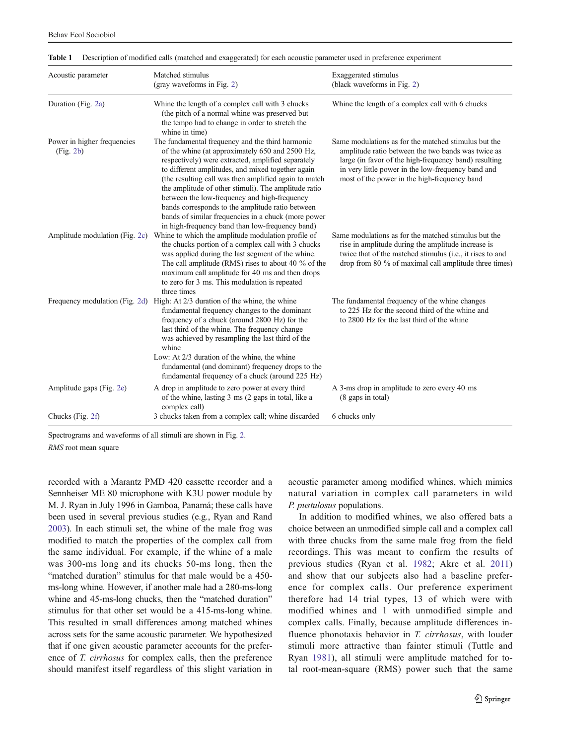**Table 1** Description of modified calls (matched and exaggerated) for each acoustic parameter used in preference experiment

| Acoustic parameter | Matched stimulus (gray waveforms in Fig. 2) | Exaggerated stimulus (black waveforms in Fig. 2) |
|---|---|---|
| Duration (Fig. 2a) | Whine the length of a complex call with 3 chucks (the pitch of a normal whine was preserved but the tempo had to change in order to stretch the whine in time) | Whine the length of a complex call with 6 chucks |
| Power in higher frequencies (Fig. 2b) | The fundamental frequency and the third harmonic of the whine (at approximately 650 and 2500 Hz, respectively) were extracted, amplified separately to different amplitudes, and mixed together again (the resulting call was then amplified again to match the amplitude of other stimuli). The amplitude ratio between the low-frequency and high-frequency bands corresponds to the amplitude ratio between bands of similar frequencies in a chuck (more power in high-frequency band than low-frequency band) | Same modulations as for the matched stimulus but the amplitude ratio between the two bands was twice as large (in favor of the high-frequency band) resulting in very little power in the low-frequency band and most of the power in the high-frequency band |
| Amplitude modulation (Fig. 2c) | Whine to which the amplitude modulation profile of the chucks portion of a complex call with 3 chucks was applied during the last segment of the whine. The call amplitude (RMS) rises to about 40 % of the maximum call amplitude for 40 ms and then drops to zero for 3 ms. This modulation is repeated three times | Same modulations as for the matched stimulus but the rise in amplitude during the amplitude increase is twice that of the matched stimulus (i.e., it rises to and drop from 80 % of maximal call amplitude three times) |
| Frequency modulation (Fig. 2d) | High: At 2/3 duration of the whine, the whine fundamental frequency changes to the dominant frequency of a chuck (around 2800 Hz) for the last third of the whine. The frequency change was achieved by resampling the last third of the whine<br>Low: At 2/3 duration of the whine, the whine fundamental (and dominant) frequency drops to the fundamental frequency of a chuck (around 225 Hz) | The fundamental frequency of the whine changes to 225 Hz for the second third of the whine and to 2800 Hz for the last third of the whine |
| Amplitude gaps (Fig. 2e) | A drop in amplitude to zero power at every third of the whine, lasting 3 ms (2 gaps in total, like a complex call) | A 3-ms drop in amplitude to zero every 40 ms (8 gaps in total) |
| Chucks (Fig. 2f) | 3 chucks taken from a complex call; whine discarded | 6 chucks only |

Spectrograms and waveforms of all stimuli are shown in Fig. 2.

*RMS* root mean square

recorded with a Marantz PMD 420 cassette recorder and a Sennheiser ME 80 microphone with K3U power module by M. J. Ryan in July 1996 in Gamboa, Panamá; these calls have been used in several previous studies (e.g., Ryan and Rand 2003). In each stimuli set, the whine of the male frog was modified to match the properties of the complex call from the same individual. For example, if the whine of a male was 300-ms long and its chucks 50-ms long, then the "matched duration" stimulus for that male would be a 450-ms-long whine. However, if another male had a 280-ms-long whine and 45-ms-long chucks, then the "matched duration" stimulus for that other set would be a 415-ms-long whine. This resulted in small differences among matched whines across sets for the same acoustic parameter. We hypothesized that if one given acoustic parameter accounts for the preference of *T. cirrhosus* for complex calls, then the preference should manifest itself regardless of this slight variation in acoustic parameter among modified whines, which mimics natural variation in complex call parameters in wild *P. pustulosus* populations.

In addition to modified whines, we also offered bats a choice between an unmodified simple call and a complex call with three chucks from the same male frog from the field recordings. This was meant to confirm the results of previous studies (Ryan et al. 1982; Akre et al. 2011) and show that our subjects also had a baseline preference for complex calls. Our preference experiment therefore had 14 trial types, 13 of which were with modified whines and 1 with unmodified simple and complex calls. Finally, because amplitude differences influence phonotaxis behavior in *T. cirrhosus*, with louder stimuli more attractive than fainter stimuli (Tuttle and Ryan 1981), all stimuli were amplitude matched for total root-mean-square (RMS) power such that the same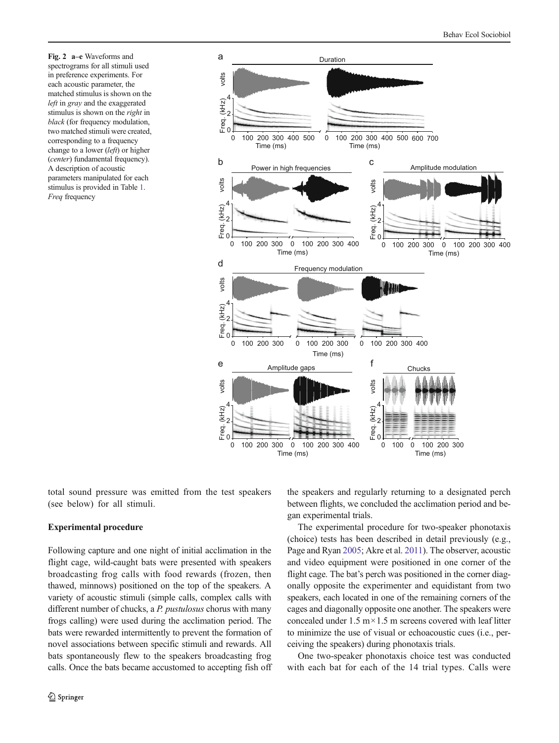**Fig. 2 a–e** Waveforms and spectrograms for all stimuli used in preference experiments. For each acoustic parameter, the matched stimulus is shown on the *left* in *gray* and the exaggerated stimulus is shown on the *right* in *black* (for frequency modulation, two matched stimuli were created, corresponding to a frequency change to a lower (*left*) or higher (*center*) fundamental frequency). A description of acoustic parameters manipulated for each stimulus is provided in Table 1. *Freq* frequency

total sound pressure was emitted from the test speakers (see below) for all stimuli.

### Experimental procedure

Following capture and one night of initial acclimation in the flight cage, wild-caught bats were presented with speakers broadcasting frog calls with food rewards (frozen, then thawed, minnows) positioned on the top of the speakers. A variety of acoustic stimuli (simple calls, complex calls with different number of chucks, a *P. pustulosus* chorus with many frogs calling) were used during the acclimation period. The bats were rewarded intermittently to prevent the formation of novel associations between specific stimuli and rewards. All bats spontaneously flew to the speakers broadcasting frog calls. Once the bats became accustomed to accepting fish off the speakers and regularly returning to a designated perch between flights, we concluded the acclimation period and began experimental trials.

The experimental procedure for two-speaker phonotaxis (choice) tests has been described in detail previously (e.g., Page and Ryan 2005; Akre et al. 2011). The observer, acoustic and video equipment were positioned in one corner of the flight cage. The bat's perch was positioned in the corner diagonally opposite the experimenter and equidistant from two speakers, each located in one of the remaining corners of the cages and diagonally opposite one another. The speakers were concealed under 1.5 m × 1.5 m screens covered with leaf litter to minimize the use of visual or echoacoustic cues (i.e., perceiving the speakers) during phonotaxis trials.

One two-speaker phonotaxis choice test was conducted with each bat for each of the 14 trial types. Calls were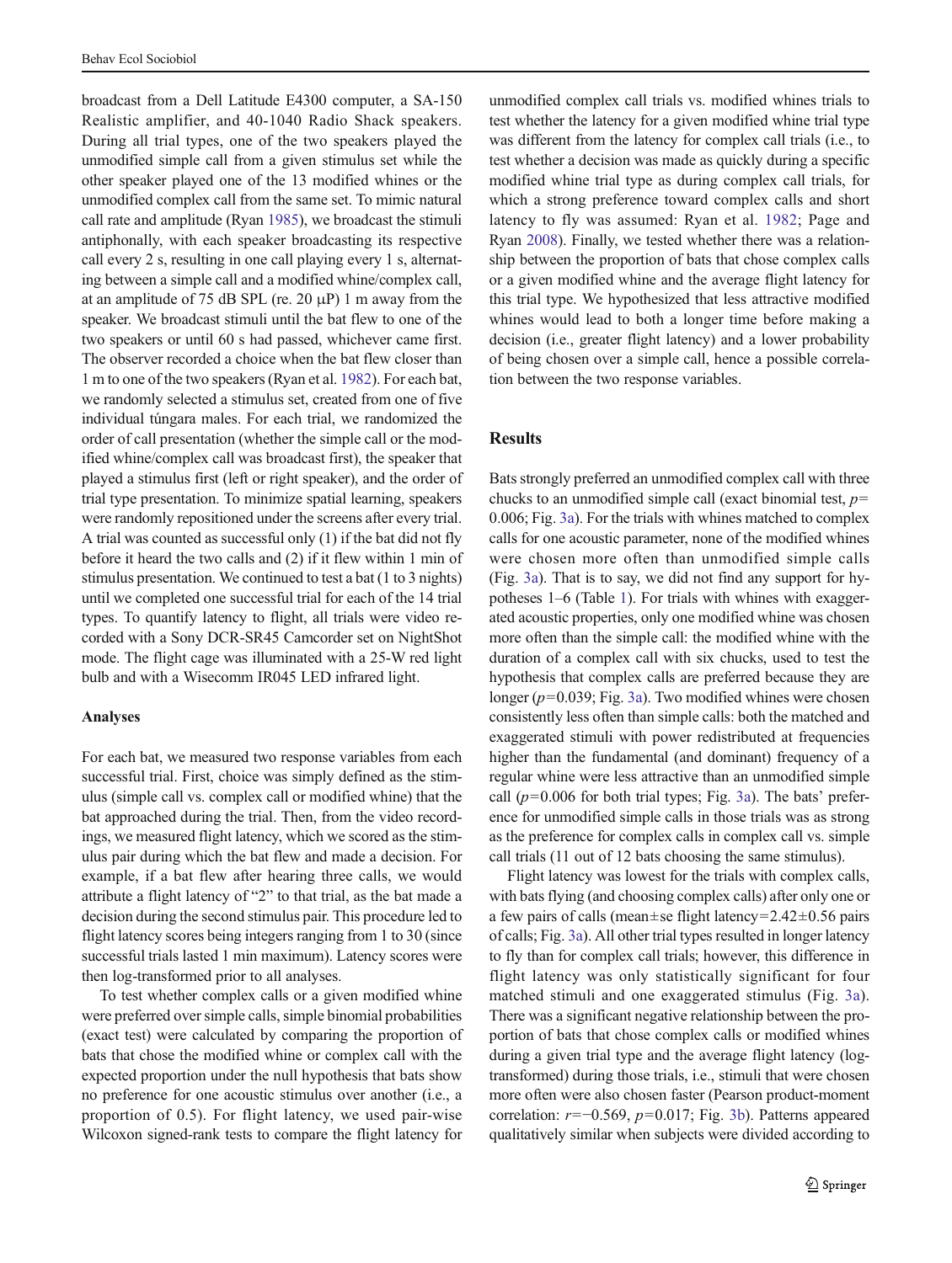broadcast from a Dell Latitude E4300 computer, a SA-150 Realistic amplifier, and 40-1040 Radio Shack speakers. During all trial types, one of the two speakers played the unmodified simple call from a given stimulus set while the other speaker played one of the 13 modified whines or the unmodified complex call from the same set. To mimic natural call rate and amplitude (Ryan 1985), we broadcast the stimuli antiphonally, with each speaker broadcasting its respective call every 2 s, resulting in one call playing every 1 s, alternating between a simple call and a modified whine/complex call, at an amplitude of 75 dB SPL (re. 20 μP) 1 m away from the speaker. We broadcast stimuli until the bat flew to one of the two speakers or until 60 s had passed, whichever came first. The observer recorded a choice when the bat flew closer than 1 m to one of the two speakers (Ryan et al. 1982). For each bat, we randomly selected a stimulus set, created from one of five individual túngara males. For each trial, we randomized the order of call presentation (whether the simple call or the modified whine/complex call was broadcast first), the speaker that played a stimulus first (left or right speaker), and the order of trial type presentation. To minimize spatial learning, speakers were randomly repositioned under the screens after every trial. A trial was counted as successful only (1) if the bat did not fly before it heard the two calls and (2) if it flew within 1 min of stimulus presentation. We continued to test a bat (1 to 3 nights) until we completed one successful trial for each of the 14 trial types. To quantify latency to flight, all trials were video recorded with a Sony DCR-SR45 Camcorder set on NightShot mode. The flight cage was illuminated with a 25-W red light bulb and with a Wisecomm IR045 LED infrared light.

### Analyses

For each bat, we measured two response variables from each successful trial. First, choice was simply defined as the stimulus (simple call vs. complex call or modified whine) that the bat approached during the trial. Then, from the video recordings, we measured flight latency, which we scored as the stimulus pair during which the bat flew and made a decision. For example, if a bat flew after hearing three calls, we would attribute a flight latency of "2" to that trial, as the bat made a decision during the second stimulus pair. This procedure led to flight latency scores being integers ranging from 1 to 30 (since successful trials lasted 1 min maximum). Latency scores were then log-transformed prior to all analyses.

To test whether complex calls or a given modified whine were preferred over simple calls, simple binomial probabilities (exact test) were calculated by comparing the proportion of bats that chose the modified whine or complex call with the expected proportion under the null hypothesis that bats show no preference for one acoustic stimulus over another (i.e., a proportion of 0.5). For flight latency, we used pair-wise Wilcoxon signed-rank tests to compare the flight latency for unmodified complex call trials vs. modified whines trials to test whether the latency for a given modified whine trial type was different from the latency for complex call trials (i.e., to test whether a decision was made as quickly during a specific modified whine trial type as during complex call trials, for which a strong preference toward complex calls and short latency to fly was assumed: Ryan et al. 1982; Page and Ryan 2008). Finally, we tested whether there was a relationship between the proportion of bats that chose complex calls or a given modified whine and the average flight latency for this trial type. We hypothesized that less attractive modified whines would lead to both a longer time before making a decision (i.e., greater flight latency) and a lower probability of being chosen over a simple call, hence a possible correlation between the two response variables.

## Results

Bats strongly preferred an unmodified complex call with three chucks to an unmodified simple call (exact binomial test, $p = 0.006$; Fig. 3a). For the trials with whines matched to complex calls for one acoustic parameter, none of the modified whines were chosen more often than unmodified simple calls (Fig. 3a). That is to say, we did not find any support for hypotheses 1–6 (Table 1). For trials with whines with exaggerated acoustic properties, only one modified whine was chosen more often than the simple call: the modified whine with the duration of a complex call with six chucks, used to test the hypothesis that complex calls are preferred because they are longer ($p = 0.039$; Fig. 3a). Two modified whines were chosen consistently less often than simple calls: both the matched and exaggerated stimuli with power redistributed at frequencies higher than the fundamental (and dominant) frequency of a regular whine were less attractive than an unmodified simple call ($p = 0.006$ for both trial types; Fig. 3a). The bats' preference for unmodified simple calls in those trials was as strong as the preference for complex calls in complex call vs. simple call trials (11 out of 12 bats choosing the same stimulus).

Flight latency was lowest for the trials with complex calls, with bats flying (and choosing complex calls) after only one or a few pairs of calls (mean±se flight latency=2.42±0.56 pairs of calls; Fig. 3a). All other trial types resulted in longer latency to fly than for complex call trials; however, this difference in flight latency was only statistically significant for four matched stimuli and one exaggerated stimulus (Fig. 3a). There was a significant negative relationship between the proportion of bats that chose complex calls or modified whines during a given trial type and the average flight latency (log-transformed) during those trials, i.e., stimuli that were chosen more often were also chosen faster (Pearson product-moment correlation: $r = -0.569$, $p = 0.017$; Fig. 3b). Patterns appeared qualitatively similar when subjects were divided according to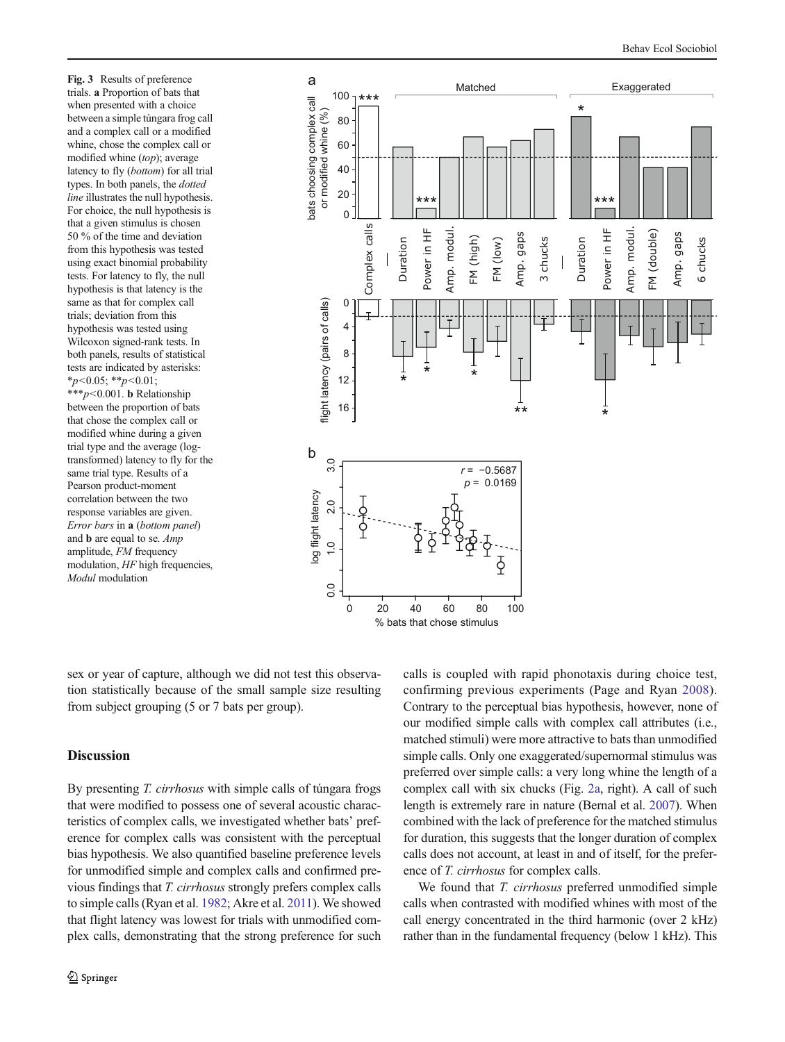**Fig. 3** Results of preference trials. **a** Proportion of bats that when presented with a choice between a simple túngara frog call and a complex call or a modified whine, chose the complex call or modified whine (*top*); average latency to fly (*bottom*) for all trial types. In both panels, the *dotted line* illustrates the null hypothesis. For choice, the null hypothesis is that a given stimulus is chosen 50 % of the time and deviation from this hypothesis was tested using exact binomial probability tests. For latency to fly, the null hypothesis is that latency is the same as that for complex call trials; deviation from this hypothesis was tested using Wilcoxon signed-rank tests. In both panels, results of statistical tests are indicated by asterisks: \* $p<0.05$; \*\* $p<0.01$; \*\*\* $p<0.001$. **b** Relationship between the proportion of bats that chose the complex call or modified whine during a given trial type and the average (log-transformed) latency to fly for the same trial type. Results of a Pearson product-moment correlation between the two response variables are given. *Error bars* in **a** (*bottom panel*) and **b** are equal to se. *Amp* amplitude, *FM* frequency modulation, *HF* high frequencies, *Modul* modulation

sex or year of capture, although we did not test this observation statistically because of the small sample size resulting from subject grouping (5 or 7 bats per group).

## Discussion

By presenting *T. cirrhosus* with simple calls of túngara frogs that were modified to possess one of several acoustic characteristics of complex calls, we investigated whether bats' preference for complex calls was consistent with the perceptual bias hypothesis. We also quantified baseline preference levels for unmodified simple and complex calls and confirmed previous findings that *T. cirrhosus* strongly prefers complex calls to simple calls (Ryan et al. 1982; Akre et al. 2011). We showed that flight latency was lowest for trials with unmodified complex calls, demonstrating that the strong preference for such calls is coupled with rapid phonotaxis during choice test, confirming previous experiments (Page and Ryan 2008). Contrary to the perceptual bias hypothesis, however, none of our modified simple calls with complex call attributes (i.e., matched stimuli) were more attractive to bats than unmodified simple calls. Only one exaggerated/supernormal stimulus was preferred over simple calls: a very long whine the length of a complex call with six chucks (Fig. 2a, right). A call of such length is extremely rare in nature (Bernal et al. 2007). When combined with the lack of preference for the matched stimulus for duration, this suggests that the longer duration of complex calls does not account, at least in and of itself, for the preference of *T. cirrhosus* for complex calls.

We found that *T. cirrhosus* preferred unmodified simple calls when contrasted with modified whines with most of the call energy concentrated in the third harmonic (over 2 kHz) rather than in the fundamental frequency (below 1 kHz). This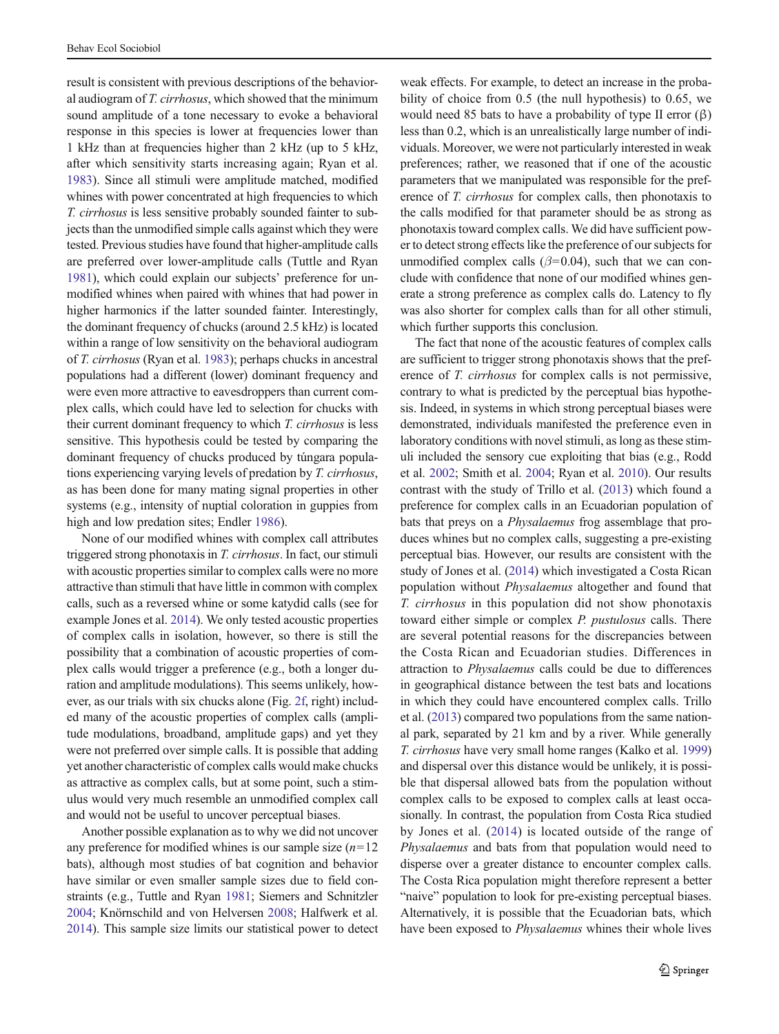result is consistent with previous descriptions of the behavioral audiogram of *T. cirrhosus*, which showed that the minimum sound amplitude of a tone necessary to evoke a behavioral response in this species is lower at frequencies lower than 1 kHz than at frequencies higher than 2 kHz (up to 5 kHz, after which sensitivity starts increasing again; Ryan et al. 1983). Since all stimuli were amplitude matched, modified whines with power concentrated at high frequencies to which *T. cirrhosus* is less sensitive probably sounded fainter to subjects than the unmodified simple calls against which they were tested. Previous studies have found that higher-amplitude calls are preferred over lower-amplitude calls (Tuttle and Ryan 1981), which could explain our subjects' preference for unmodified whines when paired with whines that had power in higher harmonics if the latter sounded fainter. Interestingly, the dominant frequency of chucks (around 2.5 kHz) is located within a range of low sensitivity on the behavioral audiogram of *T. cirrhosus* (Ryan et al. 1983); perhaps chucks in ancestral populations had a different (lower) dominant frequency and were even more attractive to eavesdroppers than current complex calls, which could have led to selection for chucks with their current dominant frequency to which *T. cirrhosus* is less sensitive. This hypothesis could be tested by comparing the dominant frequency of chucks produced by túngara populations experiencing varying levels of predation by *T. cirrhosus*, as has been done for many mating signal properties in other systems (e.g., intensity of nuptial coloration in guppies from high and low predation sites; Endler 1986).

None of our modified whines with complex call attributes triggered strong phonotaxis in *T. cirrhosus*. In fact, our stimuli with acoustic properties similar to complex calls were no more attractive than stimuli that have little in common with complex calls, such as a reversed whine or some katydid calls (see for example Jones et al. 2014). We only tested acoustic properties of complex calls in isolation, however, so there is still the possibility that a combination of acoustic properties of complex calls would trigger a preference (e.g., both a longer duration and amplitude modulations). This seems unlikely, however, as our trials with six chucks alone (Fig. 2f, right) included many of the acoustic properties of complex calls (amplitude modulations, broadband, amplitude gaps) and yet they were not preferred over simple calls. It is possible that adding yet another characteristic of complex calls would make chucks as attractive as complex calls, but at some point, such a stimulus would very much resemble an unmodified complex call and would not be useful to uncover perceptual biases.

Another possible explanation as to why we did not uncover any preference for modified whines is our sample size ($n=12$ bats), although most studies of bat cognition and behavior have similar or even smaller sample sizes due to field constraints (e.g., Tuttle and Ryan 1981; Siemers and Schnitzler 2004; Knörnschild and von Helversen 2008; Halfwerk et al. 2014). This sample size limits our statistical power to detect weak effects. For example, to detect an increase in the probability of choice from 0.5 (the null hypothesis) to 0.65, we would need 85 bats to have a probability of type II error ($\beta$) less than 0.2, which is an unrealistically large number of individuals. Moreover, we were not particularly interested in weak preferences; rather, we reasoned that if one of the acoustic parameters that we manipulated was responsible for the preference of *T. cirrhosus* for complex calls, then phonotaxis to the calls modified for that parameter should be as strong as phonotaxis toward complex calls. We did have sufficient power to detect strong effects like the preference of our subjects for unmodified complex calls ($\beta=0.04$), such that we can conclude with confidence that none of our modified whines generate a strong preference as complex calls do. Latency to fly was also shorter for complex calls than for all other stimuli, which further supports this conclusion.

The fact that none of the acoustic features of complex calls are sufficient to trigger strong phonotaxis shows that the preference of *T. cirrhosus* for complex calls is not permissive, contrary to what is predicted by the perceptual bias hypothesis. Indeed, in systems in which strong perceptual biases were demonstrated, individuals manifested the preference even in laboratory conditions with novel stimuli, as long as these stimuli included the sensory cue exploiting that bias (e.g., Rodd et al. 2002; Smith et al. 2004; Ryan et al. 2010). Our results contrast with the study of Trillo et al. (2013) which found a preference for complex calls in an Ecuadorian population of bats that preys on a *Physalaemus* frog assemblage that produces whines but no complex calls, suggesting a pre-existing perceptual bias. However, our results are consistent with the study of Jones et al. (2014) which investigated a Costa Rican population without *Physalaemus* altogether and found that *T. cirrhosus* in this population did not show phonotaxis toward either simple or complex *P. pustulosus* calls. There are several potential reasons for the discrepancies between the Costa Rican and Ecuadorian studies. Differences in attraction to *Physalaemus* calls could be due to differences in geographical distance between the test bats and locations in which they could have encountered complex calls. Trillo et al. (2013) compared two populations from the same national park, separated by 21 km and by a river. While generally *T. cirrhosus* have very small home ranges (Kalko et al. 1999) and dispersal over this distance would be unlikely, it is possible that dispersal allowed bats from the population without complex calls to be exposed to complex calls at least occasionally. In contrast, the population from Costa Rica studied by Jones et al. (2014) is located outside of the range of *Physalaemus* and bats from that population would need to disperse over a greater distance to encounter complex calls. The Costa Rica population might therefore represent a better "naive" population to look for pre-existing perceptual biases. Alternatively, it is possible that the Ecuadorian bats, which have been exposed to *Physalaemus* whines their whole lives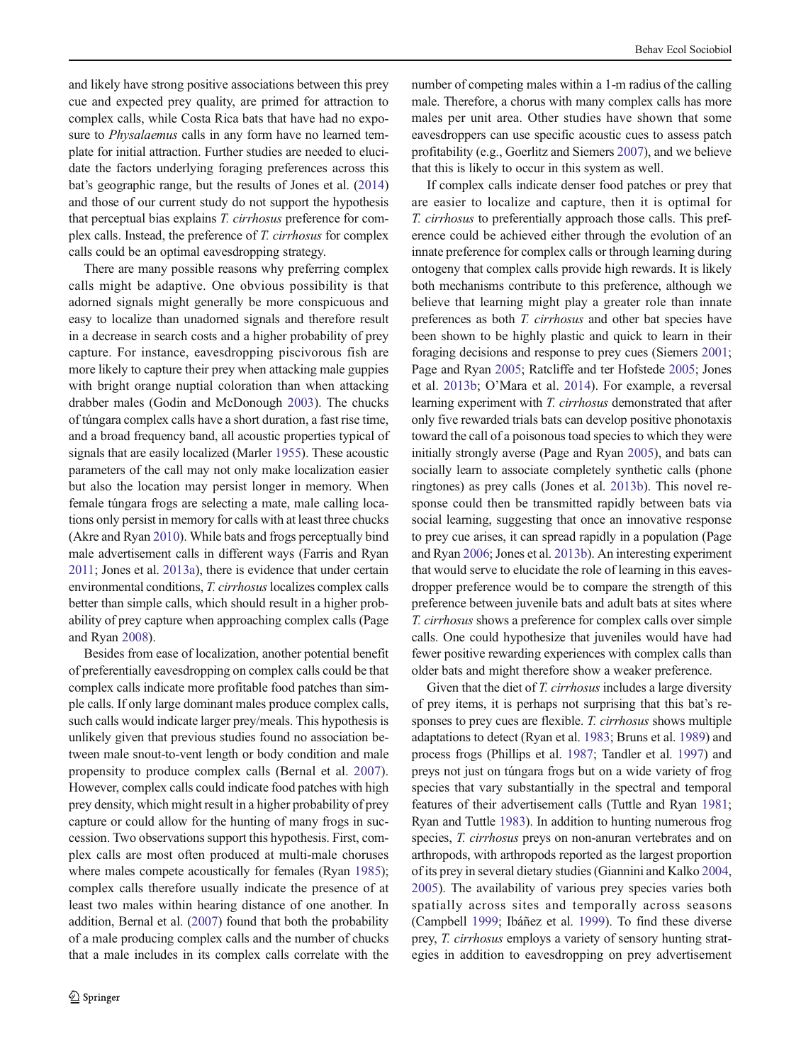and likely have strong positive associations between this prey cue and expected prey quality, are primed for attraction to complex calls, while Costa Rica bats that have had no exposure to *Physalaemus* calls in any form have no learned template for initial attraction. Further studies are needed to elucidate the factors underlying foraging preferences across this bat's geographic range, but the results of Jones et al. (2014) and those of our current study do not support the hypothesis that perceptual bias explains *T. cirrhosus* preference for complex calls. Instead, the preference of *T. cirrhosus* for complex calls could be an optimal eavesdropping strategy.

There are many possible reasons why preferring complex calls might be adaptive. One obvious possibility is that adorned signals might generally be more conspicuous and easy to localize than unadorned signals and therefore result in a decrease in search costs and a higher probability of prey capture. For instance, eavesdropping piscivorous fish are more likely to capture their prey when attacking male guppies with bright orange nuptial coloration than when attacking drabber males (Godin and McDonough 2003). The chucks of túngara complex calls have a short duration, a fast rise time, and a broad frequency band, all acoustic properties typical of signals that are easily localized (Marler 1955). These acoustic parameters of the call may not only make localization easier but also the location may persist longer in memory. When female túngara frogs are selecting a mate, male calling locations only persist in memory for calls with at least three chucks (Akre and Ryan 2010). While bats and frogs perceptually bind male advertisement calls in different ways (Farris and Ryan 2011; Jones et al. 2013a), there is evidence that under certain environmental conditions, *T. cirrhosus* localizes complex calls better than simple calls, which should result in a higher probability of prey capture when approaching complex calls (Page and Ryan 2008).

Besides from ease of localization, another potential benefit of preferentially eavesdropping on complex calls could be that complex calls indicate more profitable food patches than simple calls. If only large dominant males produce complex calls, such calls would indicate larger prey/meals. This hypothesis is unlikely given that previous studies found no association between male snout-to-vent length or body condition and male propensity to produce complex calls (Bernal et al. 2007). However, complex calls could indicate food patches with high prey density, which might result in a higher probability of prey capture or could allow for the hunting of many frogs in succession. Two observations support this hypothesis. First, complex calls are most often produced at multi-male choruses where males compete acoustically for females (Ryan 1985); complex calls therefore usually indicate the presence of at least two males within hearing distance of one another. In addition, Bernal et al. (2007) found that both the probability of a male producing complex calls and the number of chucks that a male includes in its complex calls correlate with the number of competing males within a 1-m radius of the calling male. Therefore, a chorus with many complex calls has more males per unit area. Other studies have shown that some eavesdroppers can use specific acoustic cues to assess patch profitability (e.g., Goerlitz and Siemers 2007), and we believe that this is likely to occur in this system as well.

If complex calls indicate denser food patches or prey that are easier to localize and capture, then it is optimal for *T. cirrhosus* to preferentially approach those calls. This preference could be achieved either through the evolution of an innate preference for complex calls or through learning during ontogeny that complex calls provide high rewards. It is likely both mechanisms contribute to this preference, although we believe that learning might play a greater role than innate preferences as both *T. cirrhosus* and other bat species have been shown to be highly plastic and quick to learn in their foraging decisions and response to prey cues (Siemers 2001; Page and Ryan 2005; Ratcliffe and ter Hofstede 2005; Jones et al. 2013b; O'Mara et al. 2014). For example, a reversal learning experiment with *T. cirrhosus* demonstrated that after only five rewarded trials bats can develop positive phonotaxis toward the call of a poisonous toad species to which they were initially strongly averse (Page and Ryan 2005), and bats can socially learn to associate completely synthetic calls (phone ringtones) as prey calls (Jones et al. 2013b). This novel response could then be transmitted rapidly between bats via social learning, suggesting that once an innovative response to prey cue arises, it can spread rapidly in a population (Page and Ryan 2006; Jones et al. 2013b). An interesting experiment that would serve to elucidate the role of learning in this eavesdropper preference would be to compare the strength of this preference between juvenile bats and adult bats at sites where *T. cirrhosus* shows a preference for complex calls over simple calls. One could hypothesize that juveniles would have had fewer positive rewarding experiences with complex calls than older bats and might therefore show a weaker preference.

Given that the diet of *T. cirrhosus* includes a large diversity of prey items, it is perhaps not surprising that this bat's responses to prey cues are flexible. *T. cirrhosus* shows multiple adaptations to detect (Ryan et al. 1983; Bruns et al. 1989) and process frogs (Phillips et al. 1987; Tandler et al. 1997) and preys not just on túngara frogs but on a wide variety of frog species that vary substantially in the spectral and temporal features of their advertisement calls (Tuttle and Ryan 1981; Ryan and Tuttle 1983). In addition to hunting numerous frog species, *T. cirrhosus* preys on non-anuran vertebrates and on arthropods, with arthropods reported as the largest proportion of its prey in several dietary studies (Giannini and Kalko 2004, 2005). The availability of various prey species varies both spatially across sites and temporally across seasons (Campbell 1999; Ibáñez et al. 1999). To find these diverse prey, *T. cirrhosus* employs a variety of sensory hunting strategies in addition to eavesdropping on prey advertisement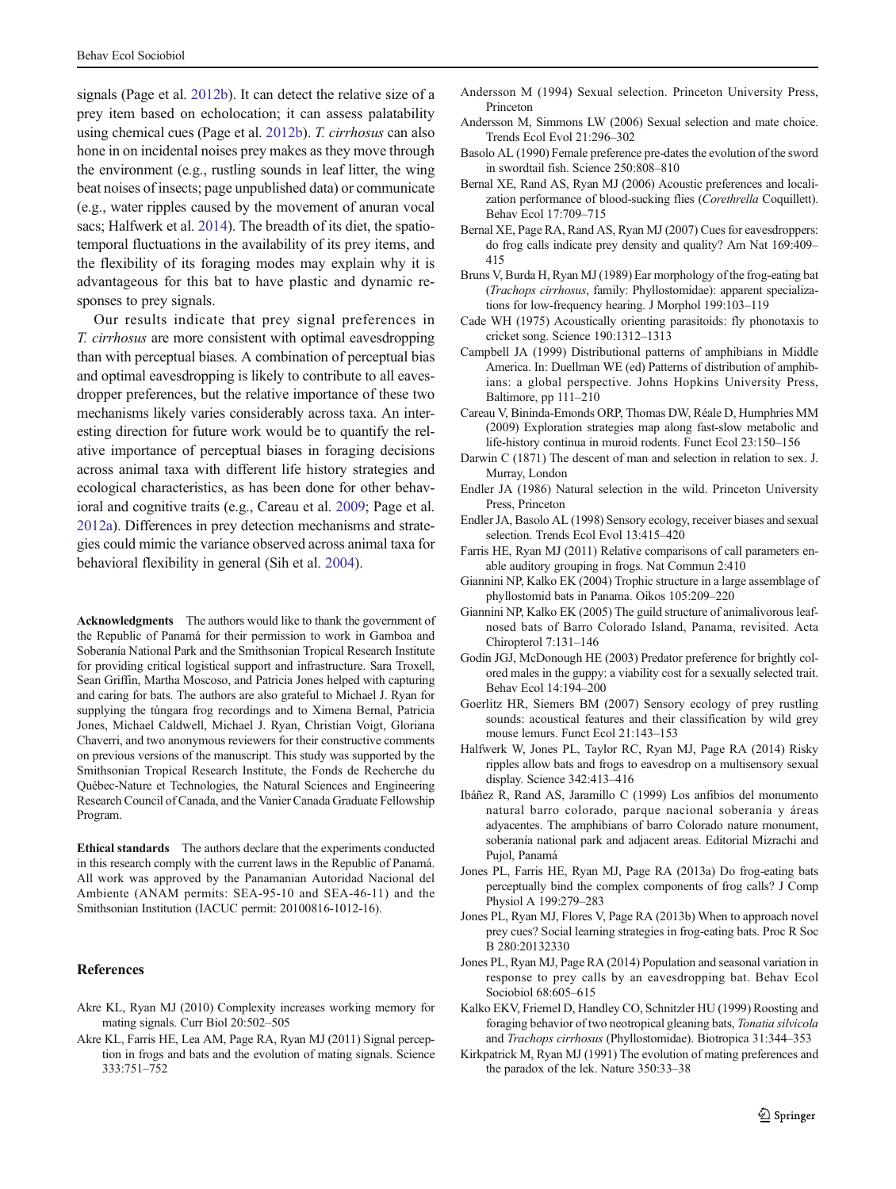signals (Page et al. 2012b). It can detect the relative size of a prey item based on echolocation; it can assess palatability using chemical cues (Page et al. 2012b). *T. cirrhosus* can also hone in on incidental noises prey makes as they move through the environment (e.g., rustling sounds in leaf litter, the wing beat noises of insects; page unpublished data) or communicate (e.g., water ripples caused by the movement of anuran vocal sacs; Halfwerk et al. 2014). The breadth of its diet, the spatio-temporal fluctuations in the availability of its prey items, and the flexibility of its foraging modes may explain why it is advantageous for this bat to have plastic and dynamic responses to prey signals.

Our results indicate that prey signal preferences in *T. cirrhosus* are more consistent with optimal eavesdropping than with perceptual biases. A combination of perceptual bias and optimal eavesdropping is likely to contribute to all eavesdropper preferences, but the relative importance of these two mechanisms likely varies considerably across taxa. An interesting direction for future work would be to quantify the relative importance of perceptual biases in foraging decisions across animal taxa with different life history strategies and ecological characteristics, as has been done for other behavioral and cognitive traits (e.g., Careau et al. 2009; Page et al. 2012a). Differences in prey detection mechanisms and strategies could mimic the variance observed across animal taxa for behavioral flexibility in general (Sih et al. 2004).

**Acknowledgments** The authors would like to thank the government of the Republic of Panamá for their permission to work in Gamboa and Soberanía National Park and the Smithsonian Tropical Research Institute for providing critical logistical support and infrastructure. Sara Troxell, Sean Griffin, Martha Moscoso, and Patricia Jones helped with capturing and caring for bats. The authors are also grateful to Michael J. Ryan for supplying the túngara frog recordings and to Ximena Bernal, Patricia Jones, Michael Caldwell, Michael J. Ryan, Christian Voigt, Gloriana Chaverri, and two anonymous reviewers for their constructive comments on previous versions of the manuscript. This study was supported by the Smithsonian Tropical Research Institute, the Fonds de Recherche du Québec-Nature et Technologies, the Natural Sciences and Engineering Research Council of Canada, and the Vanier Canada Graduate Fellowship Program.

**Ethical standards** The authors declare that the experiments conducted in this research comply with the current laws in the Republic of Panamá. All work was approved by the Panamanian Autoridad Nacional del Ambiente (ANAM permits: SEA-95-10 and SEA-46-11) and the Smithsonian Institution (IACUC permit: 20100816-1012-16).

## References

Akre KL, Ryan MJ (2010) Complexity increases working memory for mating signals. Curr Biol 20:502–505

Akre KL, Farris HE, Lea AM, Page RA, Ryan MJ (2011) Signal perception in frogs and bats and the evolution of mating signals. Science 333:751–752

Andersson M (1994) Sexual selection. Princeton University Press, Princeton

Andersson M, Simmons LW (2006) Sexual selection and mate choice. Trends Ecol Evol 21:296–302

Basolo AL (1990) Female preference pre-dates the evolution of the sword in swordtail fish. Science 250:808–810

Bernal XE, Rand AS, Ryan MJ (2006) Acoustic preferences and localization performance of blood-sucking flies (*Corethrella* Coquillett). Behav Ecol 17:709–715

Bernal XE, Page RA, Rand AS, Ryan MJ (2007) Cues for eavesdroppers: do frog calls indicate prey density and quality? Am Nat 169:409–415

Bruns V, Burda H, Ryan MJ (1989) Ear morphology of the frog-eating bat (*Trachops cirrhosus*, family: Phyllostomidae): apparent specializations for low-frequency hearing. J Morphol 199:103–119

Cade WH (1975) Acoustically orienting parasitoids: fly phonotaxis to cricket song. Science 190:1312–1313

Campbell JA (1999) Distributional patterns of amphibians in Middle America. In: Duellman WE (ed) Patterns of distribution of amphibians: a global perspective. Johns Hopkins University Press, Baltimore, pp 111–210

Careau V, Bininda-Emonds ORP, Thomas DW, Réale D, Humphries MM (2009) Exploration strategies map along fast-slow metabolic and life-history continua in muroid rodents. Funct Ecol 23:150–156

Darwin C (1871) The descent of man and selection in relation to sex. J. Murray, London

Endler JA (1986) Natural selection in the wild. Princeton University Press, Princeton

Endler JA, Basolo AL (1998) Sensory ecology, receiver biases and sexual selection. Trends Ecol Evol 13:415–420

Farris HE, Ryan MJ (2011) Relative comparisons of call parameters enable auditory grouping in frogs. Nat Commun 2:410

Giannini NP, Kalko EK (2004) Trophic structure in a large assemblage of phyllostomid bats in Panama. Oikos 105:209–220

Giannini NP, Kalko EK (2005) The guild structure of animalivorous leaf-nosed bats of Barro Colorado Island, Panama, revisited. Acta Chiropterol 7:131–146

Godin JGJ, McDonough HE (2003) Predator preference for brightly colored males in the guppy: a viability cost for a sexually selected trait. Behav Ecol 14:194–200

Goerlitz HR, Siemers BM (2007) Sensory ecology of prey rustling sounds: acoustical features and their classification by wild grey mouse lemurs. Funct Ecol 21:143–153

Halfwerk W, Jones PL, Taylor RC, Ryan MJ, Page RA (2014) Risky ripples allow bats and frogs to eavesdrop on a multisensory sexual display. Science 342:413–416

Ibáñez R, Rand AS, Jaramillo C (1999) Los anfibios del monumento natural barro colorado, parque nacional soberanía y áreas adyacentes. The amphibians of barro Colorado nature monument, soberanía national park and adjacent areas. Editorial Mizrachi and Pujol, Panamá

Jones PL, Farris HE, Ryan MJ, Page RA (2013a) Do frog-eating bats perceptually bind the complex components of frog calls? J Comp Physiol A 199:279–283

Jones PL, Ryan MJ, Flores V, Page RA (2013b) When to approach novel prey cues? Social learning strategies in frog-eating bats. Proc R Soc B 280:20132330

Jones PL, Ryan MJ, Page RA (2014) Population and seasonal variation in response to prey calls by an eavesdropping bat. Behav Ecol Sociobiol 68:605–615

Kalko EKV, Friemel D, Handley CO, Schnitzler HU (1999) Roosting and foraging behavior of two neotropical gleaning bats, *Tonatia silvicola* and *Trachops cirrhosus* (Phyllostomidae). Biotropica 31:344–353

Kirkpatrick M, Ryan MJ (1991) The evolution of mating preferences and the paradox of the lek. Nature 350:33–38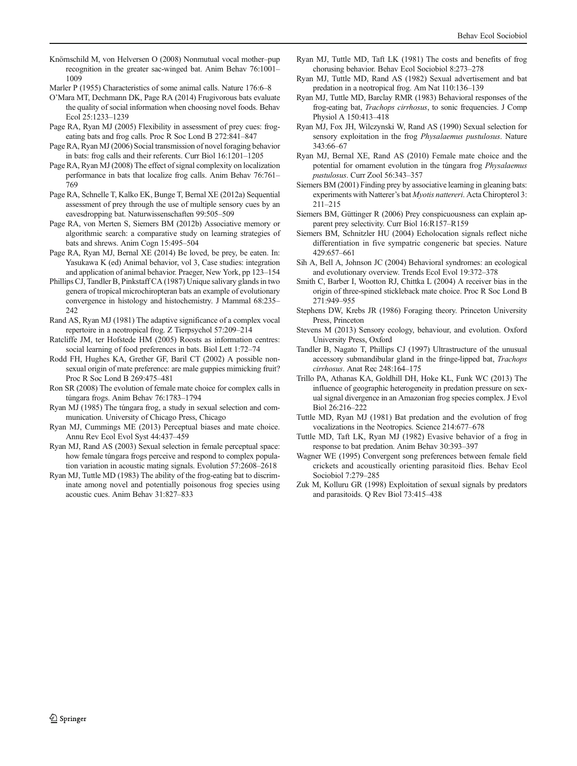Knörnschild M, von Helversen O (2008) Nonmutual vocal mother–pup recognition in the greater sac-winged bat. Anim Behav 76:1001–1009

Marler P (1955) Characteristics of some animal calls. Nature 176:6–8

O'Mara MT, Dechmann DK, Page RA (2014) Frugivorous bats evaluate the quality of social information when choosing novel foods. Behav Ecol 25:1233–1239

Page RA, Ryan MJ (2005) Flexibility in assessment of prey cues: frog-eating bats and frog calls. Proc R Soc Lond B 272:841–847

Page RA, Ryan MJ (2006) Social transmission of novel foraging behavior in bats: frog calls and their referents. Curr Biol 16:1201–1205

Page RA, Ryan MJ (2008) The effect of signal complexity on localization performance in bats that localize frog calls. Anim Behav 76:761–769

Page RA, Schnelle T, Kalko EK, Bunge T, Bernal XE (2012a) Sequential assessment of prey through the use of multiple sensory cues by an eavesdropping bat. Naturwissenschaften 99:505–509

Page RA, von Merten S, Siemers BM (2012b) Associative memory or algorithmic search: a comparative study on learning strategies of bats and shrews. Anim Cogn 15:495–504

Page RA, Ryan MJ, Bernal XE (2014) Be loved, be prey, be eaten. In: Yasukawa K (ed) Animal behavior, vol 3, Case studies: integration and application of animal behavior. Praeger, New York, pp 123–154

Phillips CJ, Tandler B, Pinkstaff CA (1987) Unique salivary glands in two genera of tropical microchiropteran bats an example of evolutionary convergence in histology and histochemistry. J Mammal 68:235–242

Rand AS, Ryan MJ (1981) The adaptive significance of a complex vocal repertoire in a neotropical frog. Z Tierpsychol 57:209–214

Ratcliffe JM, ter Hofstede HM (2005) Roosts as information centres: social learning of food preferences in bats. Biol Lett 1:72–74

Rodd FH, Hughes KA, Grether GF, Baril CT (2002) A possible non-sexual origin of mate preference: are male guppies mimicking fruit? Proc R Soc Lond B 269:475–481

Ron SR (2008) The evolution of female mate choice for complex calls in túngara frogs. Anim Behav 76:1783–1794

Ryan MJ (1985) The túngara frog, a study in sexual selection and communication. University of Chicago Press, Chicago

Ryan MJ, Cummings ME (2013) Perceptual biases and mate choice. Annu Rev Ecol Evol Syst 44:437–459

Ryan MJ, Rand AS (2003) Sexual selection in female perceptual space: how female túngara frogs perceive and respond to complex population variation in acoustic mating signals. Evolution 57:2608–2618

Ryan MJ, Tuttle MD (1983) The ability of the frog-eating bat to discriminate among novel and potentially poisonous frog species using acoustic cues. Anim Behav 31:827–833

Ryan MJ, Tuttle MD, Taft LK (1981) The costs and benefits of frog chorusing behavior. Behav Ecol Sociobiol 8:273–278

Ryan MJ, Tuttle MD, Rand AS (1982) Sexual advertisement and bat predation in a neotropical frog. Am Nat 110:136–139

Ryan MJ, Tuttle MD, Barclay RMR (1983) Behavioral responses of the frog-eating bat, *Trachops cirrhosus*, to sonic frequencies. J Comp Physiol A 150:413–418

Ryan MJ, Fox JH, Wilczynski W, Rand AS (1990) Sexual selection for sensory exploitation in the frog *Physalaemus pustulosus*. Nature 343:66–67

Ryan MJ, Bernal XE, Rand AS (2010) Female mate choice and the potential for ornament evolution in the túngara frog *Physalaemus pustulosus*. Curr Zool 56:343–357

Siemers BM (2001) Finding prey by associative learning in gleaning bats: experiments with Natterer's bat *Myotis nattereri*. Acta Chiropterol 3:211–215

Siemers BM, Güttinger R (2006) Prey conspicuousness can explain apparent prey selectivity. Curr Biol 16:R157–R159

Siemers BM, Schnitzler HU (2004) Echolocation signals reflect niche differentiation in five sympatric congeneric bat species. Nature 429:657–661

Sih A, Bell A, Johnson JC (2004) Behavioral syndromes: an ecological and evolutionary overview. Trends Ecol Evol 19:372–378

Smith C, Barber I, Wootton RJ, Chittka L (2004) A receiver bias in the origin of three-spined stickleback mate choice. Proc R Soc Lond B 271:949–955

Stephens DW, Krebs JR (1986) Foraging theory. Princeton University Press, Princeton

Stevens M (2013) Sensory ecology, behaviour, and evolution. Oxford University Press, Oxford

Tandler B, Nagato T, Phillips CJ (1997) Ultrastructure of the unusual accessory submandibular gland in the fringe-lipped bat, *Trachops cirrhosus*. Anat Rec 248:164–175

Trillo PA, Athanas KA, Goldhill DH, Hoke KL, Funk WC (2013) The influence of geographic heterogeneity in predation pressure on sexual signal divergence in an Amazonian frog species complex. J Evol Biol 26:216–222

Tuttle MD, Ryan MJ (1981) Bat predation and the evolution of frog vocalizations in the Neotropics. Science 214:677–678

Tuttle MD, Taft LK, Ryan MJ (1982) Evasive behavior of a frog in response to bat predation. Anim Behav 30:393–397

Wagner WE (1995) Convergent song preferences between female field crickets and acoustically orienting parasitoid flies. Behav Ecol Sociobiol 7:279–285

Zuk M, Kolluru GR (1998) Exploitation of sexual signals by predators and parasitoids. Q Rev Biol 73:415–438